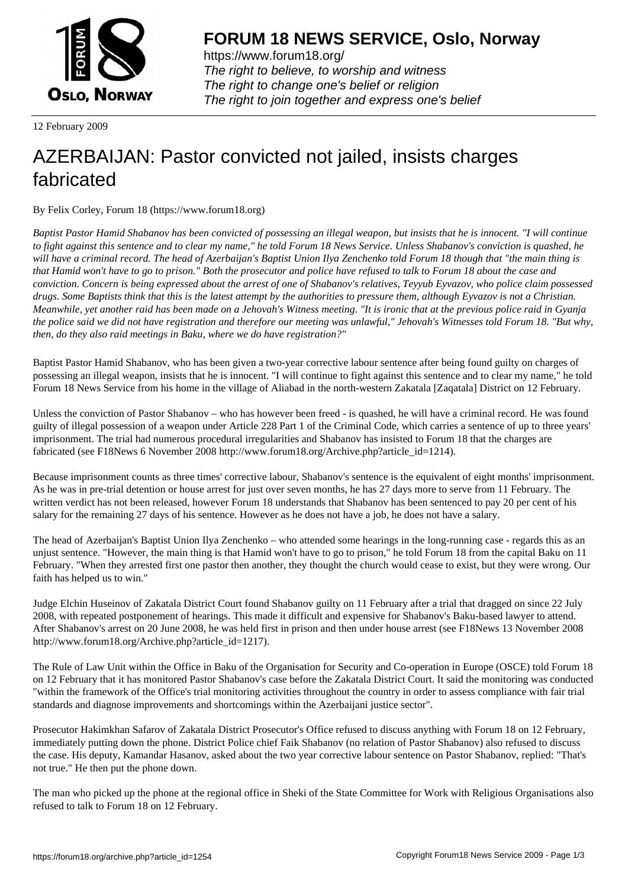# FORUM 18 NEWS SERVICE, Oslo, Norway

https://www.forum18.org/
*The right to believe, to worship and witness*
*The right to change one's belief or religion*
*The right to join together and express one's belief*

12 February 2009

# AZERBAIJAN: Pastor convicted not jailed, insists charges fabricated

By Felix Corley, Forum 18 (https://www.forum18.org)

*Baptist Pastor Hamid Shabanov has been convicted of possessing an illegal weapon, but insists that he is innocent. "I will continue to fight against this sentence and to clear my name," he told Forum 18 News Service. Unless Shabanov's conviction is quashed, he will have a criminal record. The head of Azerbaijan's Baptist Union Ilya Zenchenko told Forum 18 though that "the main thing is that Hamid won't have to go to prison." Both the prosecutor and police have refused to talk to Forum 18 about the case and conviction. Concern is being expressed about the arrest of one of Shabanov's relatives, Teyyub Eyvazov, who police claim possessed drugs. Some Baptists think that this is the latest attempt by the authorities to pressure them, although Eyvazov is not a Christian. Meanwhile, yet another raid has been made on a Jehovah's Witness meeting. "It is ironic that at the previous police raid in Gyanja the police said we did not have registration and therefore our meeting was unlawful," Jehovah's Witnesses told Forum 18. "But why, then, do they also raid meetings in Baku, where we do have registration?"*

Baptist Pastor Hamid Shabanov, who has been given a two-year corrective labour sentence after being found guilty on charges of possessing an illegal weapon, insists that he is innocent. "I will continue to fight against this sentence and to clear my name," he told Forum 18 News Service from his home in the village of Aliabad in the north-western Zakatala [Zaqatala] District on 12 February.

Unless the conviction of Pastor Shabanov – who has however been freed - is quashed, he will have a criminal record. He was found guilty of illegal possession of a weapon under Article 228 Part 1 of the Criminal Code, which carries a sentence of up to three years' imprisonment. The trial had numerous procedural irregularities and Shabanov has insisted to Forum 18 that the charges are fabricated (see F18News 6 November 2008 http://www.forum18.org/Archive.php?article_id=1214).

Because imprisonment counts as three times' corrective labour, Shabanov's sentence is the equivalent of eight months' imprisonment. As he was in pre-trial detention or house arrest for just over seven months, he has 27 days more to serve from 11 February. The written verdict has not been released, however Forum 18 understands that Shabanov has been sentenced to pay 20 per cent of his salary for the remaining 27 days of his sentence. However as he does not have a job, he does not have a salary.

The head of Azerbaijan's Baptist Union Ilya Zenchenko – who attended some hearings in the long-running case - regards this as an unjust sentence. "However, the main thing is that Hamid won't have to go to prison," he told Forum 18 from the capital Baku on 11 February. "When they arrested first one pastor then another, they thought the church would cease to exist, but they were wrong. Our faith has helped us to win."

Judge Elchin Huseinov of Zakatala District Court found Shabanov guilty on 11 February after a trial that dragged on since 22 July 2008, with repeated postponement of hearings. This made it difficult and expensive for Shabanov's Baku-based lawyer to attend. After Shabanov's arrest on 20 June 2008, he was held first in prison and then under house arrest (see F18News 13 November 2008 http://www.forum18.org/Archive.php?article_id=1217).

The Rule of Law Unit within the Office in Baku of the Organisation for Security and Co-operation in Europe (OSCE) told Forum 18 on 12 February that it has monitored Pastor Shabanov's case before the Zakatala District Court. It said the monitoring was conducted "within the framework of the Office's trial monitoring activities throughout the country in order to assess compliance with fair trial standards and diagnose improvements and shortcomings within the Azerbaijani justice sector".

Prosecutor Hakimkhan Safarov of Zakatala District Prosecutor's Office refused to discuss anything with Forum 18 on 12 February, immediately putting down the phone. District Police chief Faik Shabanov (no relation of Pastor Shabanov) also refused to discuss the case. His deputy, Kamandar Hasanov, asked about the two year corrective labour sentence on Pastor Shabanov, replied: "That's not true." He then put the phone down.

The man who picked up the phone at the regional office in Sheki of the State Committee for Work with Religious Organisations also refused to talk to Forum 18 on 12 February.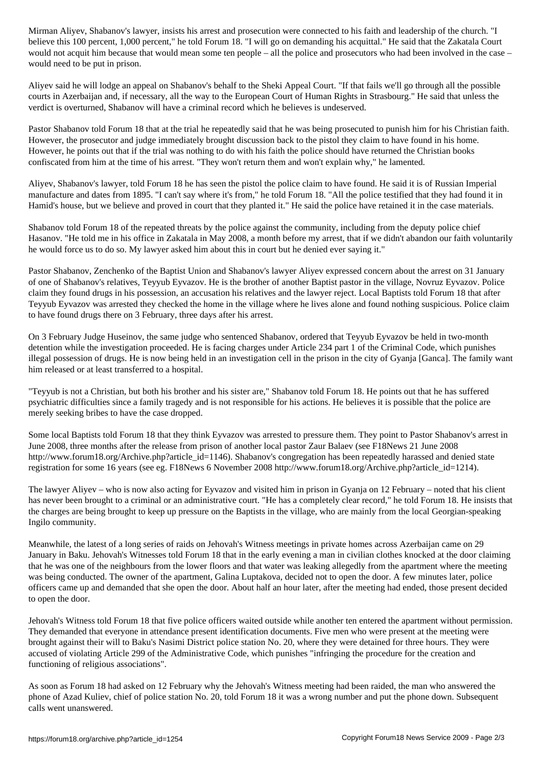Mirman Aliyev, Shabanov's lawyer, insists his arrest and prosecution were connected to his faith and leadership of the church. "I believe this 100 percent, 1,000 percent," he told Forum 18. "I will go on demanding his acquittal." He said that the Zakatala Court would not acquit him because that would mean some ten people – all the police and prosecutors who had been involved in the case – would need to be put in prison.

Aliyev said he will lodge an appeal on Shabanov's behalf to the Sheki Appeal Court. "If that fails we'll go through all the possible courts in Azerbaijan and, if necessary, all the way to the European Court of Human Rights in Strasbourg." He said that unless the verdict is overturned, Shabanov will have a criminal record which he believes is undeserved.

Pastor Shabanov told Forum 18 that at the trial he repeatedly said that he was being prosecuted to punish him for his Christian faith. However, the prosecutor and judge immediately brought discussion back to the pistol they claim to have found in his home. However, he points out that if the trial was nothing to do with his faith the police should have returned the Christian books confiscated from him at the time of his arrest. "They won't return them and won't explain why," he lamented.

Aliyev, Shabanov's lawyer, told Forum 18 he has seen the pistol the police claim to have found. He said it is of Russian Imperial manufacture and dates from 1895. "I can't say where it's from," he told Forum 18. "All the police testified that they had found it in Hamid's house, but we believe and proved in court that they planted it." He said the police have retained it in the case materials.

Shabanov told Forum 18 of the repeated threats by the police against the community, including from the deputy police chief Hasanov. "He told me in his office in Zakatala in May 2008, a month before my arrest, that if we didn't abandon our faith voluntarily he would force us to do so. My lawyer asked him about this in court but he denied ever saying it."

Pastor Shabanov, Zenchenko of the Baptist Union and Shabanov's lawyer Aliyev expressed concern about the arrest on 31 January of one of Shabanov's relatives, Teyyub Eyvazov. He is the brother of another Baptist pastor in the village, Novruz Eyvazov. Police claim they found drugs in his possession, an accusation his relatives and the lawyer reject. Local Baptists told Forum 18 that after Teyyub Eyvazov was arrested they checked the home in the village where he lives alone and found nothing suspicious. Police claim to have found drugs there on 3 February, three days after his arrest.

On 3 February Judge Huseinov, the same judge who sentenced Shabanov, ordered that Teyyub Eyvazov be held in two-month detention while the investigation proceeded. He is facing charges under Article 234 part 1 of the Criminal Code, which punishes illegal possession of drugs. He is now being held in an investigation cell in the prison in the city of Gyanja [Ganca]. The family want him released or at least transferred to a hospital.

"Teyyub is not a Christian, but both his brother and his sister are," Shabanov told Forum 18. He points out that he has suffered psychiatric difficulties since a family tragedy and is not responsible for his actions. He believes it is possible that the police are merely seeking bribes to have the case dropped.

Some local Baptists told Forum 18 that they think Eyvazov was arrested to pressure them. They point to Pastor Shabanov's arrest in June 2008, three months after the release from prison of another local pastor Zaur Balaev (see F18News 21 June 2008 http://www.forum18.org/Archive.php?article_id=1146). Shabanov's congregation has been repeatedly harassed and denied state registration for some 16 years (see eg. F18News 6 November 2008 http://www.forum18.org/Archive.php?article_id=1214).

The lawyer Aliyev – who is now also acting for Eyvazov and visited him in prison in Gyanja on 12 February – noted that his client has never been brought to a criminal or an administrative court. "He has a completely clear record," he told Forum 18. He insists that the charges are being brought to keep up pressure on the Baptists in the village, who are mainly from the local Georgian-speaking Ingilo community.

Meanwhile, the latest of a long series of raids on Jehovah's Witness meetings in private homes across Azerbaijan came on 29 January in Baku. Jehovah's Witnesses told Forum 18 that in the early evening a man in civilian clothes knocked at the door claiming that he was one of the neighbours from the lower floors and that water was leaking allegedly from the apartment where the meeting was being conducted. The owner of the apartment, Galina Luptakova, decided not to open the door. A few minutes later, police officers came up and demanded that she open the door. About half an hour later, after the meeting had ended, those present decided to open the door.

Jehovah's Witness told Forum 18 that five police officers waited outside while another ten entered the apartment without permission. They demanded that everyone in attendance present identification documents. Five men who were present at the meeting were brought against their will to Baku's Nasimi District police station No. 20, where they were detained for three hours. They were accused of violating Article 299 of the Administrative Code, which punishes "infringing the procedure for the creation and functioning of religious associations".

As soon as Forum 18 had asked on 12 February why the Jehovah's Witness meeting had been raided, the man who answered the phone of Azad Kuliev, chief of police station No. 20, told Forum 18 it was a wrong number and put the phone down. Subsequent calls went unanswered.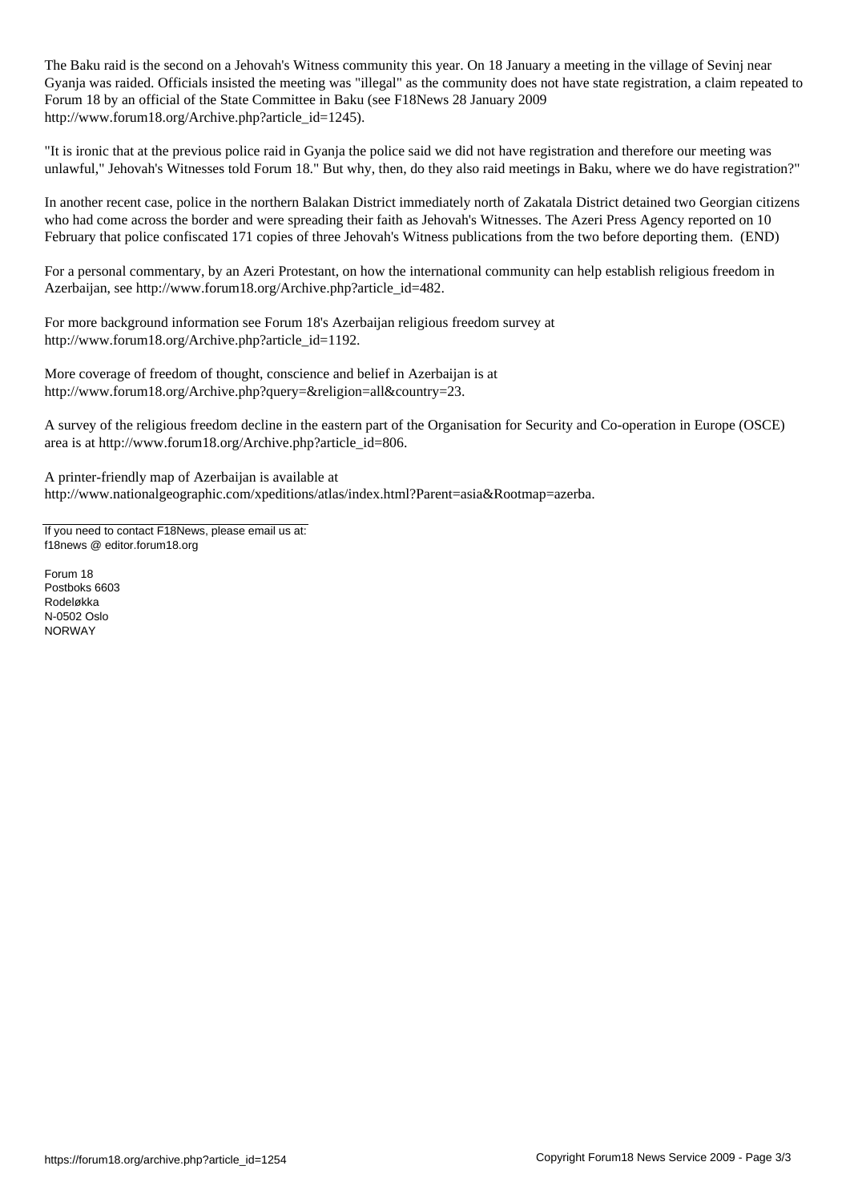The Baku raid is the second on a Jehovah's Witness community this year. On 18 January a meeting in the village of Sevinj near Gyanja was raided. Officials insisted the meeting was "illegal" as the community does not have state registration, a claim repeated to Forum 18 by an official of the State Committee in Baku (see F18News 28 January 2009 http://www.forum18.org/Archive.php?article_id=1245).

"It is ironic that at the previous police raid in Gyanja the police said we did not have registration and therefore our meeting was unlawful," Jehovah's Witnesses told Forum 18." But why, then, do they also raid meetings in Baku, where we do have registration?"

In another recent case, police in the northern Balakan District immediately north of Zakatala District detained two Georgian citizens who had come across the border and were spreading their faith as Jehovah's Witnesses. The Azeri Press Agency reported on 10 February that police confiscated 171 copies of three Jehovah's Witness publications from the two before deporting them. (END)

For a personal commentary, by an Azeri Protestant, on how the international community can help establish religious freedom in Azerbaijan, see http://www.forum18.org/Archive.php?article_id=482.

For more background information see Forum 18's Azerbaijan religious freedom survey at http://www.forum18.org/Archive.php?article_id=1192.

More coverage of freedom of thought, conscience and belief in Azerbaijan is at http://www.forum18.org/Archive.php?query=&religion=all&country=23.

A survey of the religious freedom decline in the eastern part of the Organisation for Security and Co-operation in Europe (OSCE) area is at http://www.forum18.org/Archive.php?article_id=806.

A printer-friendly map of Azerbaijan is available at http://www.nationalgeographic.com/xpeditions/atlas/index.html?Parent=asia&Rootmap=azerba.

---

If you need to contact F18News, please email us at:
f18news @ editor.forum18.org

Forum 18
Postboks 6603
Rodeløkka
N-0502 Oslo
NORWAY